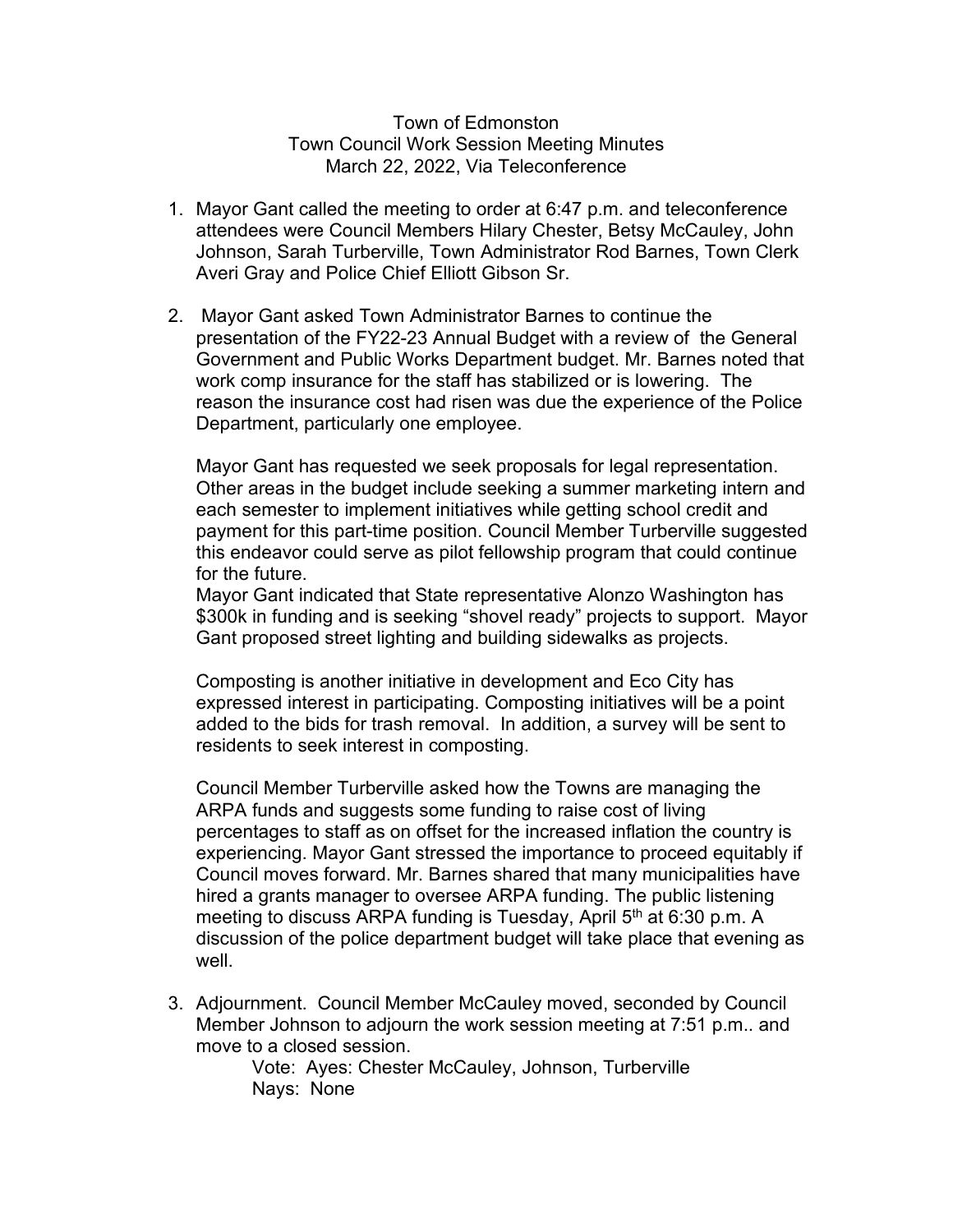Town of Edmonston
Town Council Work Session Meeting Minutes
March 22, 2022, Via Teleconference

1. Mayor Gant called the meeting to order at 6:47 p.m. and teleconference attendees were Council Members Hilary Chester, Betsy McCauley, John Johnson, Sarah Turberville, Town Administrator Rod Barnes, Town Clerk Averi Gray and Police Chief Elliott Gibson Sr.

2. Mayor Gant asked Town Administrator Barnes to continue the presentation of the FY22-23 Annual Budget with a review of the General Government and Public Works Department budget. Mr. Barnes noted that work comp insurance for the staff has stabilized or is lowering. The reason the insurance cost had risen was due the experience of the Police Department, particularly one employee.

   Mayor Gant has requested we seek proposals for legal representation. Other areas in the budget include seeking a summer marketing intern and each semester to implement initiatives while getting school credit and payment for this part-time position. Council Member Turberville suggested this endeavor could serve as pilot fellowship program that could continue for the future.
   Mayor Gant indicated that State representative Alonzo Washington has $300k in funding and is seeking "shovel ready" projects to support. Mayor Gant proposed street lighting and building sidewalks as projects.

   Composting is another initiative in development and Eco City has expressed interest in participating. Composting initiatives will be a point added to the bids for trash removal. In addition, a survey will be sent to residents to seek interest in composting.

   Council Member Turberville asked how the Towns are managing the ARPA funds and suggests some funding to raise cost of living percentages to staff as on offset for the increased inflation the country is experiencing. Mayor Gant stressed the importance to proceed equitably if Council moves forward. Mr. Barnes shared that many municipalities have hired a grants manager to oversee ARPA funding. The public listening meeting to discuss ARPA funding is Tuesday, April 5th at 6:30 p.m. A discussion of the police department budget will take place that evening as well.

3. Adjournment. Council Member McCauley moved, seconded by Council Member Johnson to adjourn the work session meeting at 7:51 p.m.. and move to a closed session.

   Vote: Ayes: Chester McCauley, Johnson, Turberville
   Nays: None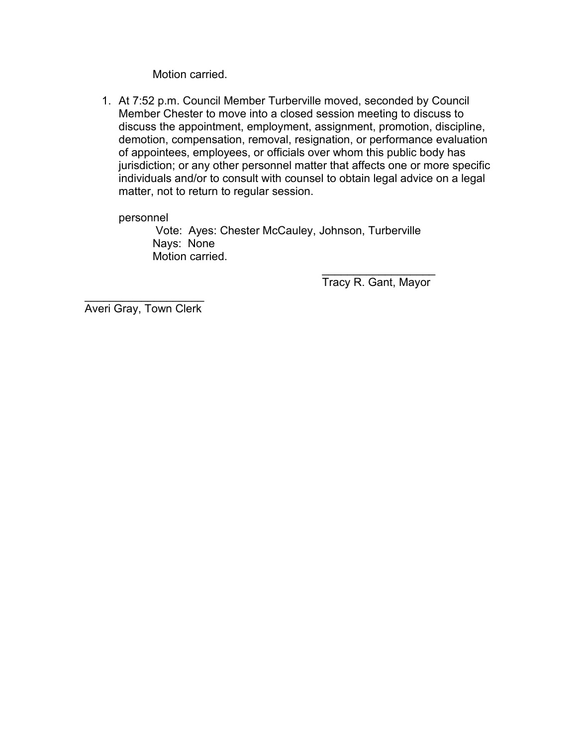Motion carried.

1. At 7:52 p.m. Council Member Turberville moved, seconded by Council Member Chester to move into a closed session meeting to discuss to discuss the appointment, employment, assignment, promotion, discipline, demotion, compensation, removal, resignation, or performance evaluation of appointees, employees, or officials over whom this public body has jurisdiction; or any other personnel matter that affects one or more specific individuals and/or to consult with counsel to obtain legal advice on a legal matter, not to return to regular session.

   personnel

   Vote: Ayes: Chester McCauley, Johnson, Turberville
   Nays: None
   Motion carried.

\_\_\_\_\_\_\_\_\_\_\_\_\_\_\_\_\_\_\_
Tracy R. Gant, Mayor

\_\_\_\_\_\_\_\_\_\_\_\_\_\_\_\_\_\_\_
Averi Gray, Town Clerk